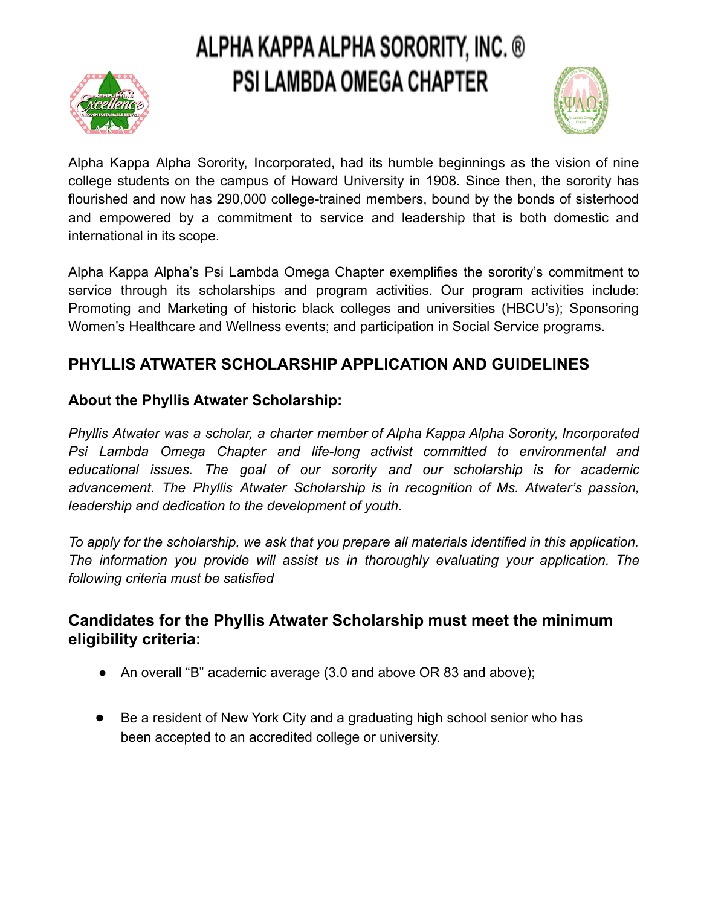# ALPHA KAPPA ALPHA SORORITY, INC. ®
# PSI LAMBDA OMEGA CHAPTER

Alpha Kappa Alpha Sorority, Incorporated, had its humble beginnings as the vision of nine college students on the campus of Howard University in 1908. Since then, the sorority has flourished and now has 290,000 college-trained members, bound by the bonds of sisterhood and empowered by a commitment to service and leadership that is both domestic and international in its scope.

Alpha Kappa Alpha's Psi Lambda Omega Chapter exemplifies the sorority's commitment to service through its scholarships and program activities. Our program activities include: Promoting and Marketing of historic black colleges and universities (HBCU's); Sponsoring Women's Healthcare and Wellness events; and participation in Social Service programs.

## PHYLLIS ATWATER SCHOLARSHIP APPLICATION AND GUIDELINES

### About the Phyllis Atwater Scholarship:

*Phyllis Atwater was a scholar, a charter member of Alpha Kappa Alpha Sorority, Incorporated Psi Lambda Omega Chapter and life-long activist committed to environmental and educational issues. The goal of our sorority and our scholarship is for academic advancement. The Phyllis Atwater Scholarship is in recognition of Ms. Atwater's passion, leadership and dedication to the development of youth.*

*To apply for the scholarship, we ask that you prepare all materials identified in this application. The information you provide will assist us in thoroughly evaluating your application. The following criteria must be satisfied*

### Candidates for the Phyllis Atwater Scholarship must meet the minimum eligibility criteria:

- An overall "B" academic average (3.0 and above OR 83 and above);
- Be a resident of New York City and a graduating high school senior who has been accepted to an accredited college or university.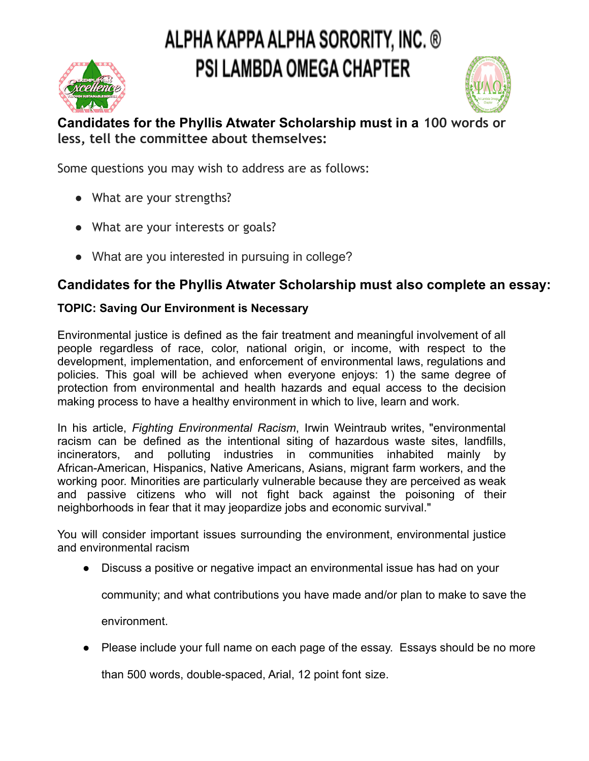# ALPHA KAPPA ALPHA SORORITY, INC. ®
# PSI LAMBDA OMEGA CHAPTER

**Candidates for the Phyllis Atwater Scholarship must in a 100 words or less, tell the committee about themselves:**

Some questions you may wish to address are as follows:

- What are your strengths?
- What are your interests or goals?
- What are you interested in pursuing in college?

## Candidates for the Phyllis Atwater Scholarship must also complete an essay:

**TOPIC: Saving Our Environment is Necessary**

Environmental justice is defined as the fair treatment and meaningful involvement of all people regardless of race, color, national origin, or income, with respect to the development, implementation, and enforcement of environmental laws, regulations and policies. This goal will be achieved when everyone enjoys: 1) the same degree of protection from environmental and health hazards and equal access to the decision making process to have a healthy environment in which to live, learn and work.

In his article, *Fighting Environmental Racism*, Irwin Weintraub writes, "environmental racism can be defined as the intentional siting of hazardous waste sites, landfills, incinerators, and polluting industries in communities inhabited mainly by African-American, Hispanics, Native Americans, Asians, migrant farm workers, and the working poor. Minorities are particularly vulnerable because they are perceived as weak and passive citizens who will not fight back against the poisoning of their neighborhoods in fear that it may jeopardize jobs and economic survival."

You will consider important issues surrounding the environment, environmental justice and environmental racism

- Discuss a positive or negative impact an environmental issue has had on your community; and what contributions you have made and/or plan to make to save the environment.
- Please include your full name on each page of the essay. Essays should be no more than 500 words, double-spaced, Arial, 12 point font size.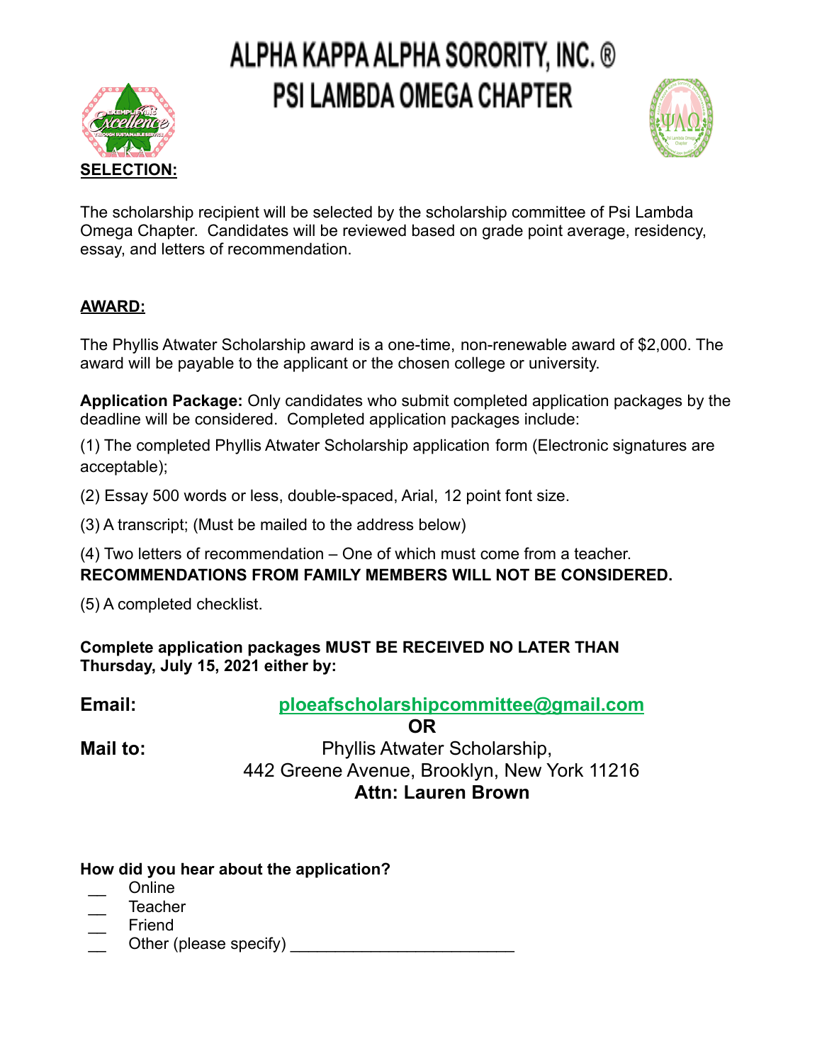# ALPHA KAPPA ALPHA SORORITY, INC. ®
# PSI LAMBDA OMEGA CHAPTER

**SELECTION:**

The scholarship recipient will be selected by the scholarship committee of Psi Lambda Omega Chapter. Candidates will be reviewed based on grade point average, residency, essay, and letters of recommendation.

**AWARD:**

The Phyllis Atwater Scholarship award is a one-time, non-renewable award of $2,000. The award will be payable to the applicant or the chosen college or university.

**Application Package:** Only candidates who submit completed application packages by the deadline will be considered. Completed application packages include:

(1) The completed Phyllis Atwater Scholarship application form (Electronic signatures are acceptable);

(2) Essay 500 words or less, double-spaced, Arial, 12 point font size.

(3) A transcript; (Must be mailed to the address below)

(4) Two letters of recommendation – One of which must come from a teacher.
**RECOMMENDATIONS FROM FAMILY MEMBERS WILL NOT BE CONSIDERED.**

(5) A completed checklist.

**Complete application packages MUST BE RECEIVED NO LATER THAN Thursday, July 15, 2021 either by:**

**Email:** ploeafscholarshipcommittee@gmail.com

**OR**

**Mail to:** Phyllis Atwater Scholarship,
442 Greene Avenue, Brooklyn, New York 11216
**Attn: Lauren Brown**

**How did you hear about the application?**

- __ Online
- __ Teacher
- __ Friend
- __ Other (please specify) ________________________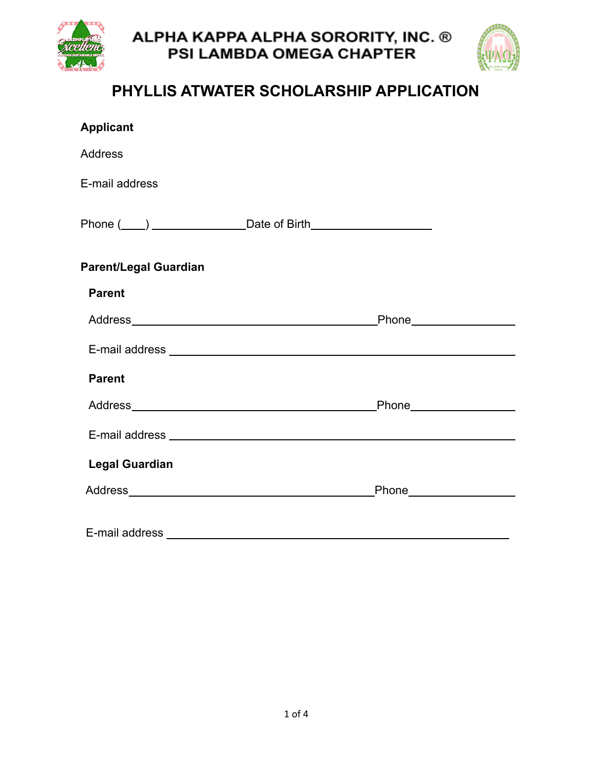# ALPHA KAPPA ALPHA SORORITY, INC. ®
# PSI LAMBDA OMEGA CHAPTER

## PHYLLIS ATWATER SCHOLARSHIP APPLICATION

**Applicant**

Address

E-mail address

Phone (____) _______________ Date of Birth ____________________

**Parent/Legal Guardian**

**Parent**

Address ________________________________________ Phone _________________

E-mail address ________________________________________________________

**Parent**

Address ________________________________________ Phone _________________

E-mail address ________________________________________________________

**Legal Guardian**

Address ________________________________________ Phone _________________

E-mail address ________________________________________________________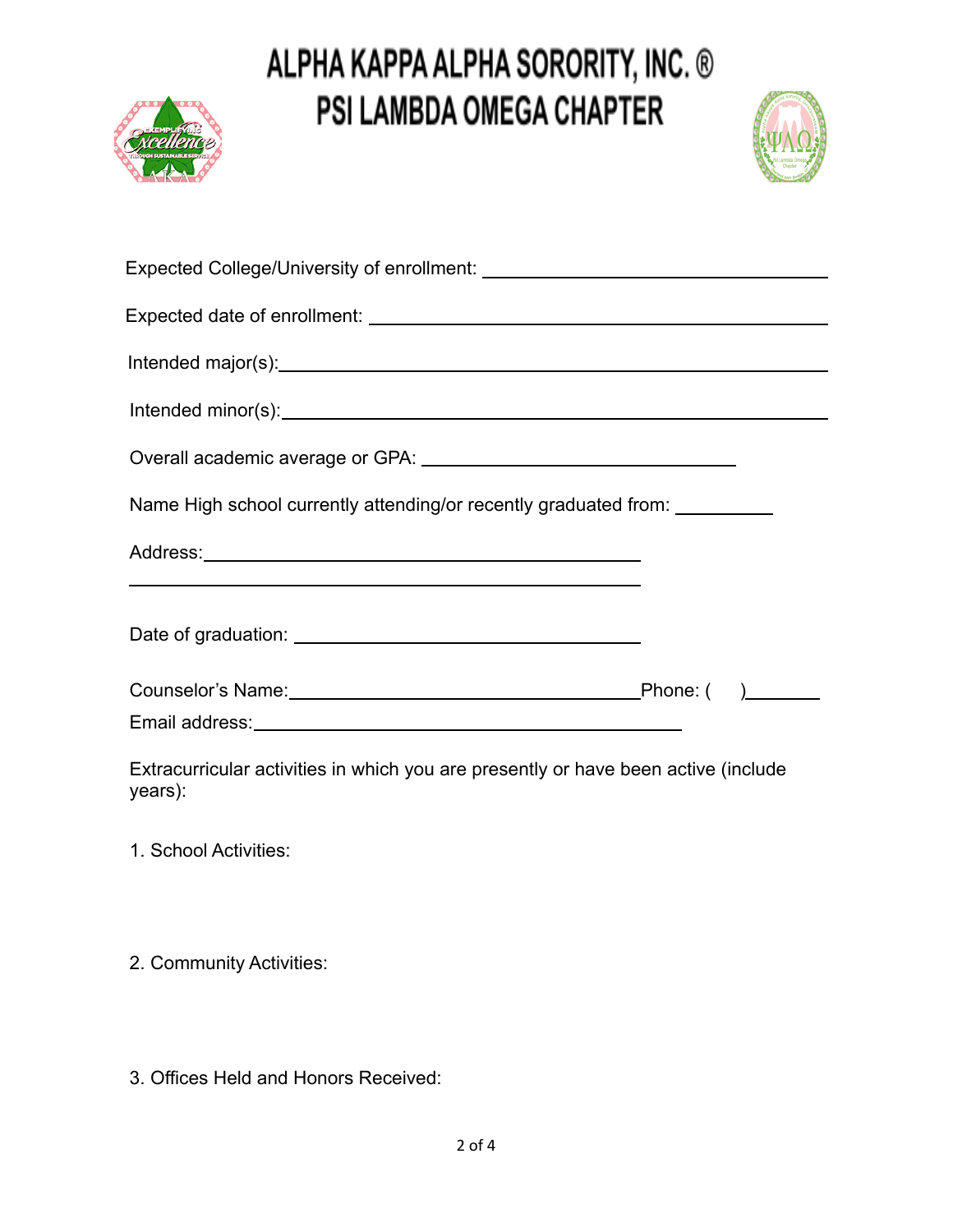# ALPHA KAPPA ALPHA SORORITY, INC. ®
# PSI LAMBDA OMEGA CHAPTER

Expected College/University of enrollment: ______________________________

Expected date of enrollment: ______________________________

Intended major(s): ______________________________

Intended minor(s): ______________________________

Overall academic average or GPA: ______________________________

Name High school currently attending/or recently graduated from: __________

Address: ______________________________

______________________________

Date of graduation: ______________________________

Counselor's Name: ______________________________ Phone: (     ) _______

Email address: ______________________________

Extracurricular activities in which you are presently or have been active (include years):

1. School Activities:

2. Community Activities:

3. Offices Held and Honors Received: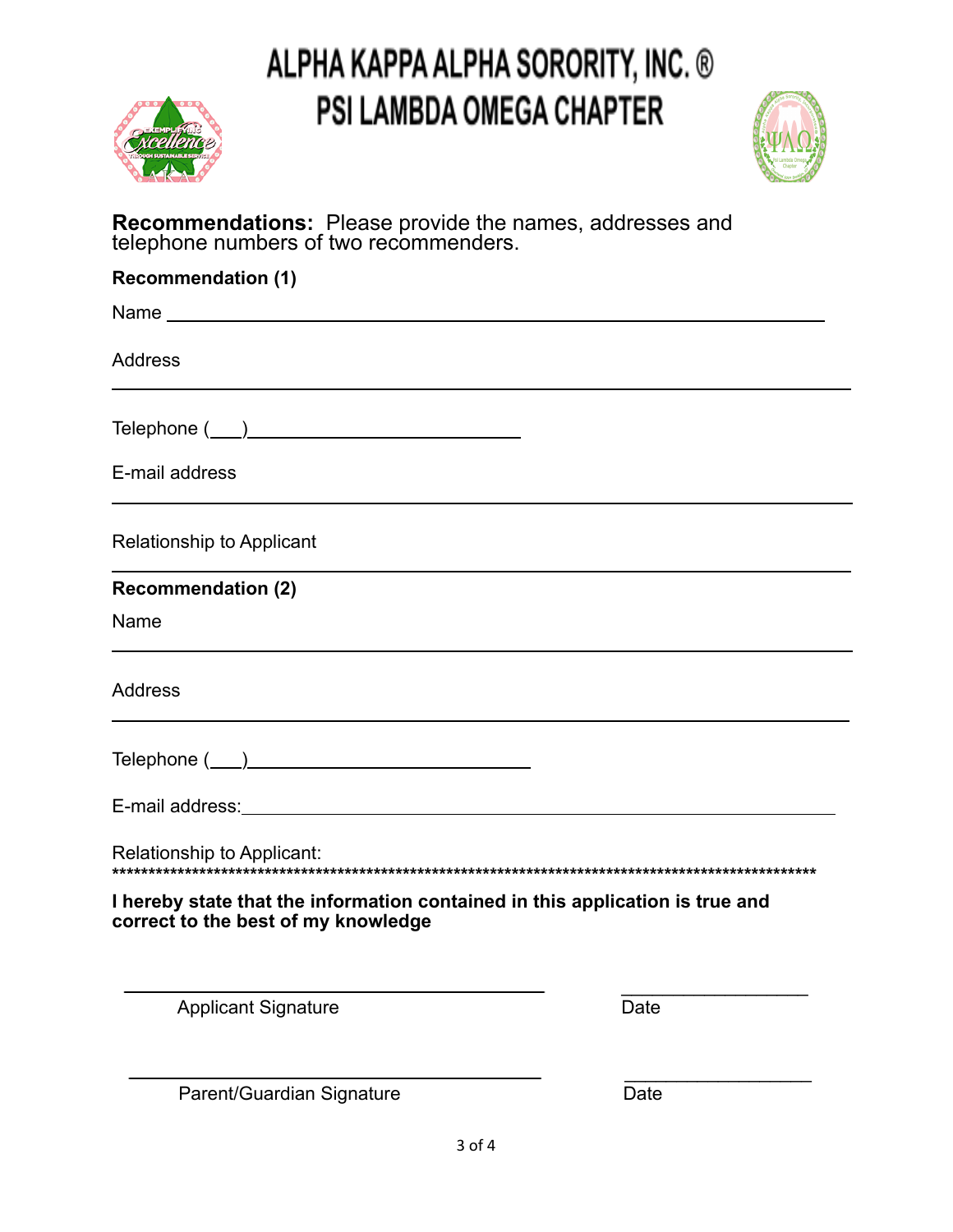# ALPHA KAPPA ALPHA SORORITY, INC. ®
## PSI LAMBDA OMEGA CHAPTER

**Recommendations:** Please provide the names, addresses and telephone numbers of two recommenders.

**Recommendation (1)**

Name ___________________________________________________________

Address

___________________________________________________________

Telephone (___)______________________________

E-mail address

___________________________________________________________

Relationship to Applicant

___________________________________________________________

**Recommendation (2)**

Name

___________________________________________________________

Address

___________________________________________________________

Telephone (___)______________________________

E-mail address:___________________________________________________

Relationship to Applicant:

****************************************************************************************************

**I hereby state that the information contained in this application is true and correct to the best of my knowledge**

________________________________________ ____________________

Applicant Signature Date

________________________________________ ____________________

Parent/Guardian Signature Date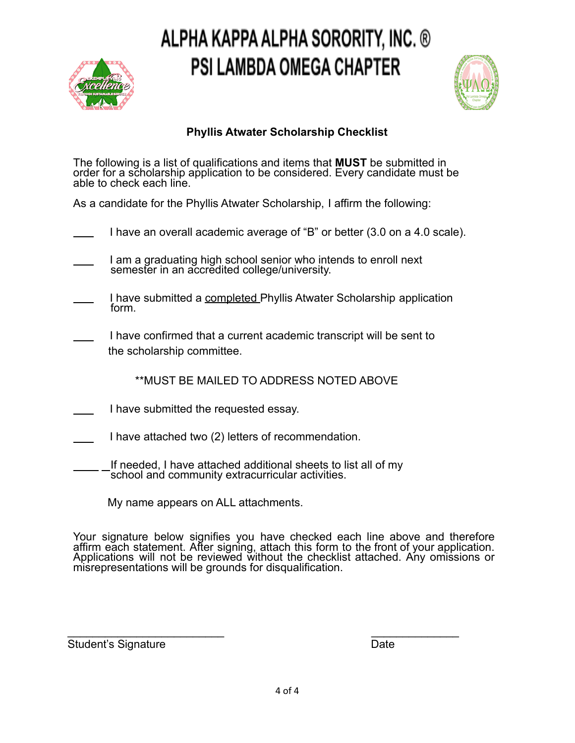# ALPHA KAPPA ALPHA SORORITY, INC. ®
# PSI LAMBDA OMEGA CHAPTER

### Phyllis Atwater Scholarship Checklist

The following is a list of qualifications and items that **MUST** be submitted in order for a scholarship application to be considered. Every candidate must be able to check each line.

As a candidate for the Phyllis Atwater Scholarship, I affirm the following:

___ I have an overall academic average of "B" or better (3.0 on a 4.0 scale).

___ I am a graduating high school senior who intends to enroll next semester in an accredited college/university.

___ I have submitted a completed Phyllis Atwater Scholarship application form.

___ I have confirmed that a current academic transcript will be sent to the scholarship committee.

**MUST BE MAILED TO ADDRESS NOTED ABOVE

___ I have submitted the requested essay.

___ I have attached two (2) letters of recommendation.

____ _If needed, I have attached additional sheets to list all of my school and community extracurricular activities.

My name appears on ALL attachments.

Your signature below signifies you have checked each line above and therefore affirm each statement. After signing, attach this form to the front of your application. Applications will not be reviewed without the checklist attached. Any omissions or misrepresentations will be grounds for disqualification.

_________________________ Student's Signature

______________ Date